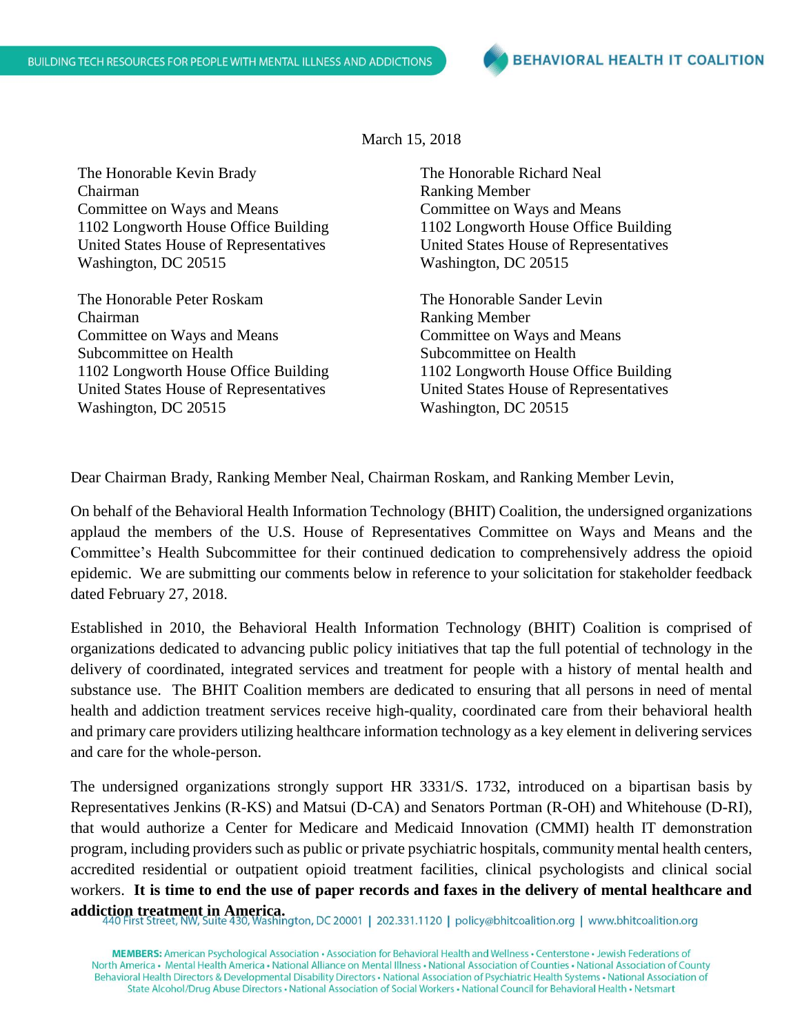March 15, 2018

The Honorable Kevin Brady
Chairman
Committee on Ways and Means
1102 Longworth House Office Building
United States House of Representatives
Washington, DC 20515

The Honorable Richard Neal
Ranking Member
Committee on Ways and Means
1102 Longworth House Office Building
United States House of Representatives
Washington, DC 20515

The Honorable Peter Roskam
Chairman
Committee on Ways and Means
Subcommittee on Health
1102 Longworth House Office Building
United States House of Representatives
Washington, DC 20515

The Honorable Sander Levin
Ranking Member
Committee on Ways and Means
Subcommittee on Health
1102 Longworth House Office Building
United States House of Representatives
Washington, DC 20515

Dear Chairman Brady, Ranking Member Neal, Chairman Roskam, and Ranking Member Levin,

On behalf of the Behavioral Health Information Technology (BHIT) Coalition, the undersigned organizations applaud the members of the U.S. House of Representatives Committee on Ways and Means and the Committee's Health Subcommittee for their continued dedication to comprehensively address the opioid epidemic. We are submitting our comments below in reference to your solicitation for stakeholder feedback dated February 27, 2018.

Established in 2010, the Behavioral Health Information Technology (BHIT) Coalition is comprised of organizations dedicated to advancing public policy initiatives that tap the full potential of technology in the delivery of coordinated, integrated services and treatment for people with a history of mental health and substance use. The BHIT Coalition members are dedicated to ensuring that all persons in need of mental health and addiction treatment services receive high-quality, coordinated care from their behavioral health and primary care providers utilizing healthcare information technology as a key element in delivering services and care for the whole-person.

The undersigned organizations strongly support HR 3331/S. 1732, introduced on a bipartisan basis by Representatives Jenkins (R-KS) and Matsui (D-CA) and Senators Portman (R-OH) and Whitehouse (D-RI), that would authorize a Center for Medicare and Medicaid Innovation (CMMI) health IT demonstration program, including providers such as public or private psychiatric hospitals, community mental health centers, accredited residential or outpatient opioid treatment facilities, clinical psychologists and clinical social workers. **It is time to end the use of paper records and faxes in the delivery of mental healthcare and addiction treatment in America.**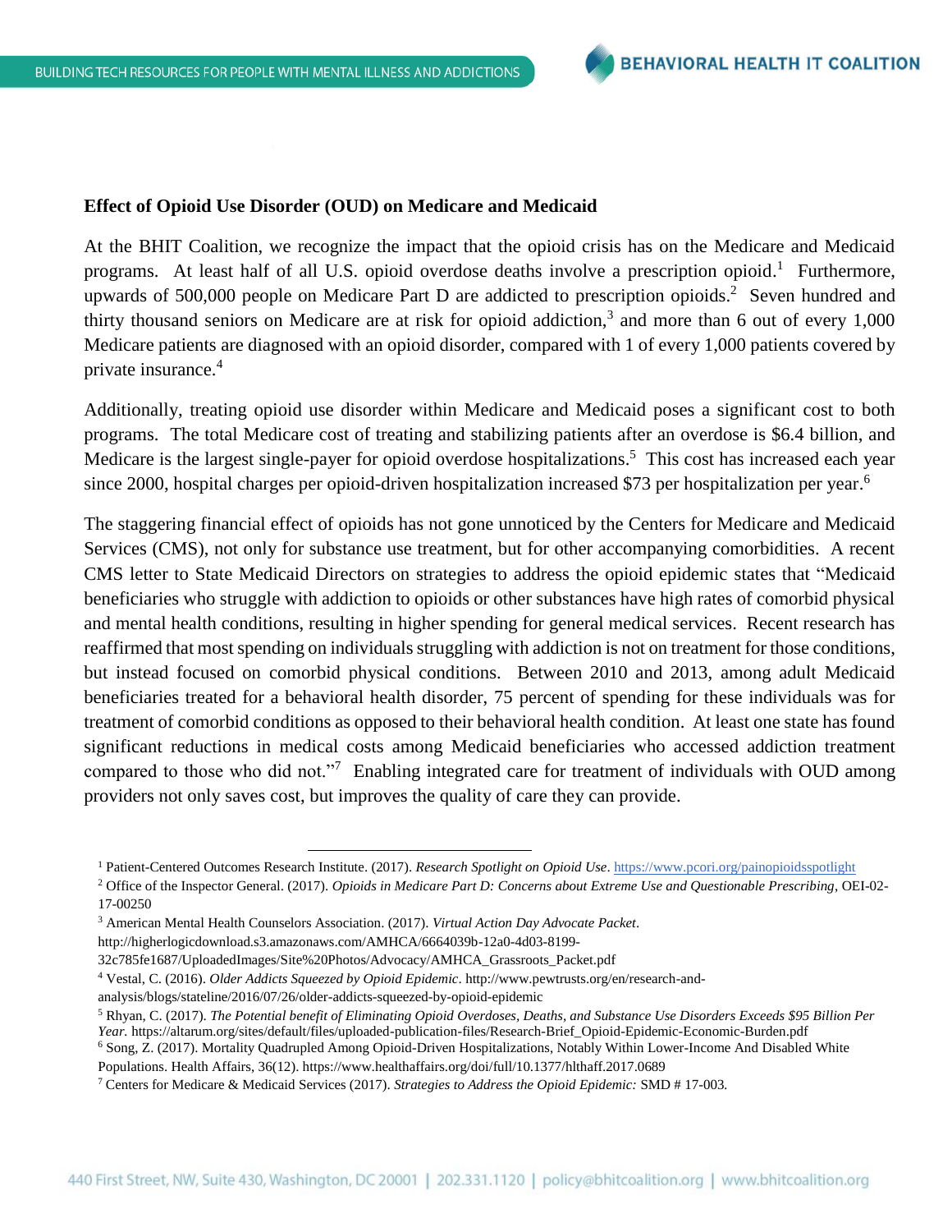**Effect of Opioid Use Disorder (OUD) on Medicare and Medicaid**

At the BHIT Coalition, we recognize the impact that the opioid crisis has on the Medicare and Medicaid programs. At least half of all U.S. opioid overdose deaths involve a prescription opioid.[1] Furthermore, upwards of 500,000 people on Medicare Part D are addicted to prescription opioids.[2] Seven hundred and thirty thousand seniors on Medicare are at risk for opioid addiction,[3] and more than 6 out of every 1,000 Medicare patients are diagnosed with an opioid disorder, compared with 1 of every 1,000 patients covered by private insurance.[4]

Additionally, treating opioid use disorder within Medicare and Medicaid poses a significant cost to both programs. The total Medicare cost of treating and stabilizing patients after an overdose is $6.4 billion, and Medicare is the largest single-payer for opioid overdose hospitalizations.[5] This cost has increased each year since 2000, hospital charges per opioid-driven hospitalization increased $73 per hospitalization per year.[6]

The staggering financial effect of opioids has not gone unnoticed by the Centers for Medicare and Medicaid Services (CMS), not only for substance use treatment, but for other accompanying comorbidities. A recent CMS letter to State Medicaid Directors on strategies to address the opioid epidemic states that "Medicaid beneficiaries who struggle with addiction to opioids or other substances have high rates of comorbid physical and mental health conditions, resulting in higher spending for general medical services. Recent research has reaffirmed that most spending on individuals struggling with addiction is not on treatment for those conditions, but instead focused on comorbid physical conditions. Between 2010 and 2013, among adult Medicaid beneficiaries treated for a behavioral health disorder, 75 percent of spending for these individuals was for treatment of comorbid conditions as opposed to their behavioral health condition. At least one state has found significant reductions in medical costs among Medicaid beneficiaries who accessed addiction treatment compared to those who did not."[7] Enabling integrated care for treatment of individuals with OUD among providers not only saves cost, but improves the quality of care they can provide.

---

[1] Patient-Centered Outcomes Research Institute. (2017). *Research Spotlight on Opioid Use*. https://www.pcori.org/painopioidsspotlight

[2] Office of the Inspector General. (2017). *Opioids in Medicare Part D: Concerns about Extreme Use and Questionable Prescribing*, OEI-02-17-00250

[3] American Mental Health Counselors Association. (2017). *Virtual Action Day Advocate Packet*. http://higherlogicdownload.s3.amazonaws.com/AMHCA/6664039b-12a0-4d03-8199-32c785fe1687/UploadedImages/Site%20Photos/Advocacy/AMHCA_Grassroots_Packet.pdf

[4] Vestal, C. (2016). *Older Addicts Squeezed by Opioid Epidemic*. http://www.pewtrusts.org/en/research-and-analysis/blogs/stateline/2016/07/26/older-addicts-squeezed-by-opioid-epidemic

[5] Rhyan, C. (2017). *The Potential benefit of Eliminating Opioid Overdoses, Deaths, and Substance Use Disorders Exceeds $95 Billion Per Year.* https://altarum.org/sites/default/files/uploaded-publication-files/Research-Brief_Opioid-Epidemic-Economic-Burden.pdf

[6] Song, Z. (2017). Mortality Quadrupled Among Opioid-Driven Hospitalizations, Notably Within Lower-Income And Disabled White Populations. Health Affairs, 36(12). https://www.healthaffairs.org/doi/full/10.1377/hlthaff.2017.0689

[7] Centers for Medicare & Medicaid Services (2017). *Strategies to Address the Opioid Epidemic:* SMD # 17-003.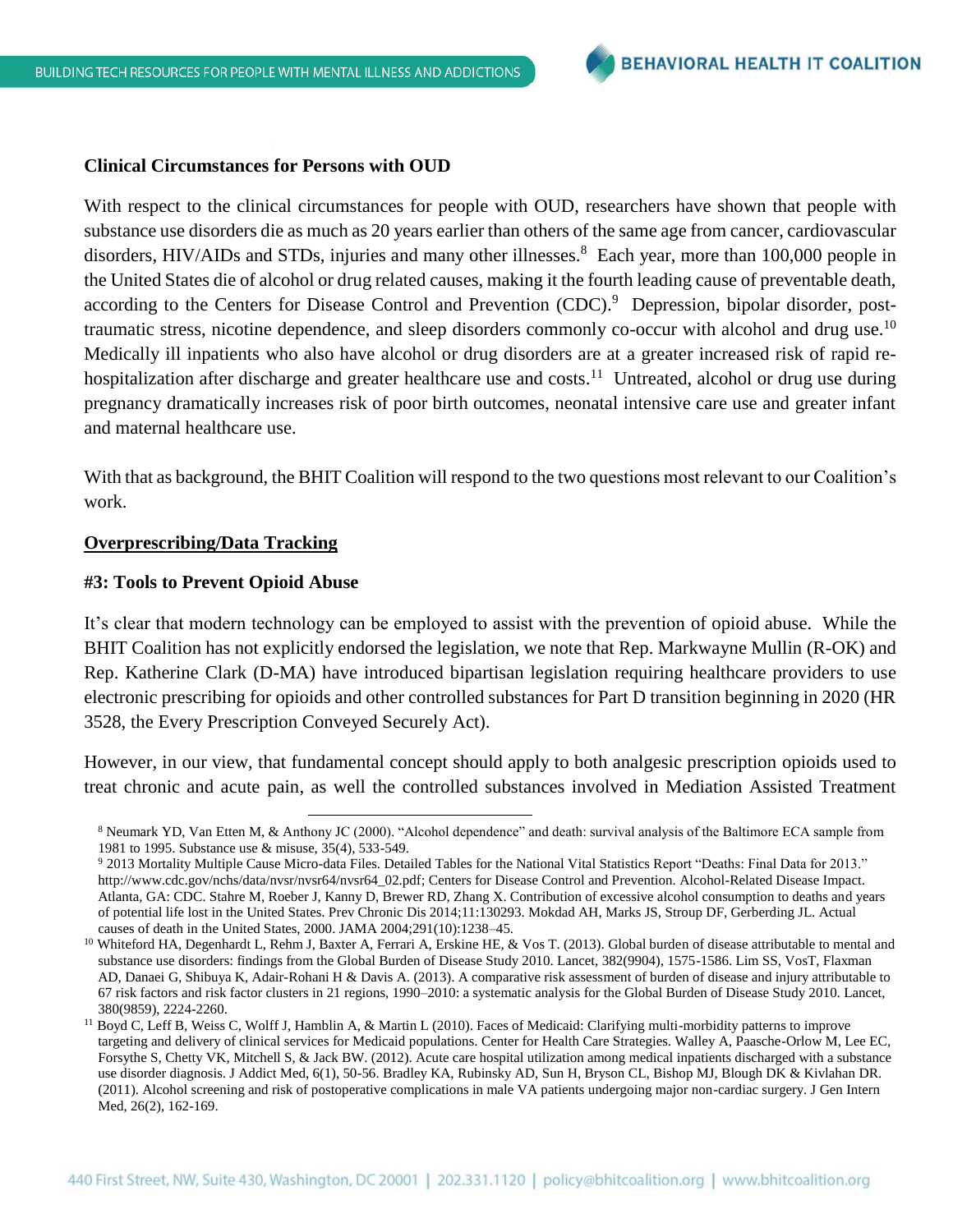**Clinical Circumstances for Persons with OUD**

With respect to the clinical circumstances for people with OUD, researchers have shown that people with substance use disorders die as much as 20 years earlier than others of the same age from cancer, cardiovascular disorders, HIV/AIDs and STDs, injuries and many other illnesses.[8] Each year, more than 100,000 people in the United States die of alcohol or drug related causes, making it the fourth leading cause of preventable death, according to the Centers for Disease Control and Prevention (CDC).[9] Depression, bipolar disorder, post-traumatic stress, nicotine dependence, and sleep disorders commonly co-occur with alcohol and drug use.[10] Medically ill inpatients who also have alcohol or drug disorders are at a greater increased risk of rapid re-hospitalization after discharge and greater healthcare use and costs.[11] Untreated, alcohol or drug use during pregnancy dramatically increases risk of poor birth outcomes, neonatal intensive care use and greater infant and maternal healthcare use.

With that as background, the BHIT Coalition will respond to the two questions most relevant to our Coalition's work.

**<u>Overprescribing/Data Tracking</u>**

**#3: Tools to Prevent Opioid Abuse**

It's clear that modern technology can be employed to assist with the prevention of opioid abuse. While the BHIT Coalition has not explicitly endorsed the legislation, we note that Rep. Markwayne Mullin (R-OK) and Rep. Katherine Clark (D-MA) have introduced bipartisan legislation requiring healthcare providers to use electronic prescribing for opioids and other controlled substances for Part D transition beginning in 2020 (HR 3528, the Every Prescription Conveyed Securely Act).

However, in our view, that fundamental concept should apply to both analgesic prescription opioids used to treat chronic and acute pain, as well the controlled substances involved in Mediation Assisted Treatment

---

[8] Neumark YD, Van Etten M, & Anthony JC (2000). "Alcohol dependence" and death: survival analysis of the Baltimore ECA sample from 1981 to 1995. Substance use & misuse, 35(4), 533-549.

[9] 2013 Mortality Multiple Cause Micro-data Files. Detailed Tables for the National Vital Statistics Report "Deaths: Final Data for 2013." http://www.cdc.gov/nchs/data/nvsr/nvsr64/nvsr64_02.pdf; Centers for Disease Control and Prevention. Alcohol-Related Disease Impact. Atlanta, GA: CDC. Stahre M, Roeber J, Kanny D, Brewer RD, Zhang X. Contribution of excessive alcohol consumption to deaths and years of potential life lost in the United States. Prev Chronic Dis 2014;11:130293. Mokdad AH, Marks JS, Stroup DF, Gerberding JL. Actual causes of death in the United States, 2000. JAMA 2004;291(10):1238–45.

[10] Whiteford HA, Degenhardt L, Rehm J, Baxter A, Ferrari A, Erskine HE, & Vos T. (2013). Global burden of disease attributable to mental and substance use disorders: findings from the Global Burden of Disease Study 2010. Lancet, 382(9904), 1575-1586. Lim SS, VosT, Flaxman AD, Danaei G, Shibuya K, Adair-Rohani H & Davis A. (2013). A comparative risk assessment of burden of disease and injury attributable to 67 risk factors and risk factor clusters in 21 regions, 1990–2010: a systematic analysis for the Global Burden of Disease Study 2010. Lancet, 380(9859), 2224-2260.

[11] Boyd C, Leff B, Weiss C, Wolff J, Hamblin A, & Martin L (2010). Faces of Medicaid: Clarifying multi-morbidity patterns to improve targeting and delivery of clinical services for Medicaid populations. Center for Health Care Strategies. Walley A, Paasche-Orlow M, Lee EC, Forsythe S, Chetty VK, Mitchell S, & Jack BW. (2012). Acute care hospital utilization among medical inpatients discharged with a substance use disorder diagnosis. J Addict Med, 6(1), 50-56. Bradley KA, Rubinsky AD, Sun H, Bryson CL, Bishop MJ, Blough DK & Kivlahan DR. (2011). Alcohol screening and risk of postoperative complications in male VA patients undergoing major non-cardiac surgery. J Gen Intern Med, 26(2), 162-169.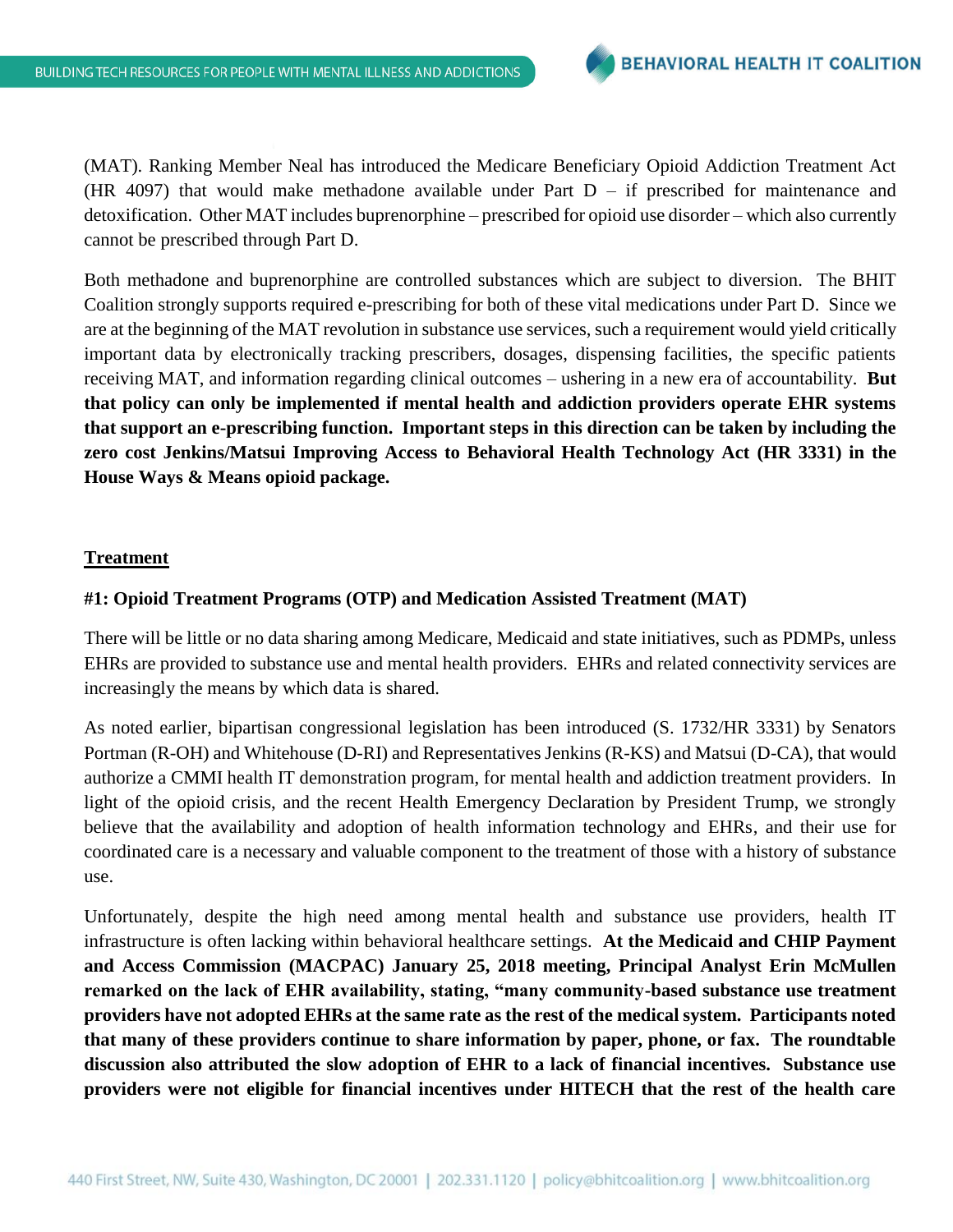(MAT). Ranking Member Neal has introduced the Medicare Beneficiary Opioid Addiction Treatment Act (HR 4097) that would make methadone available under Part D – if prescribed for maintenance and detoxification. Other MAT includes buprenorphine – prescribed for opioid use disorder – which also currently cannot be prescribed through Part D.

Both methadone and buprenorphine are controlled substances which are subject to diversion. The BHIT Coalition strongly supports required e-prescribing for both of these vital medications under Part D. Since we are at the beginning of the MAT revolution in substance use services, such a requirement would yield critically important data by electronically tracking prescribers, dosages, dispensing facilities, the specific patients receiving MAT, and information regarding clinical outcomes – ushering in a new era of accountability. **But that policy can only be implemented if mental health and addiction providers operate EHR systems that support an e-prescribing function. Important steps in this direction can be taken by including the zero cost Jenkins/Matsui Improving Access to Behavioral Health Technology Act (HR 3331) in the House Ways & Means opioid package.**

## Treatment

### #1: Opioid Treatment Programs (OTP) and Medication Assisted Treatment (MAT)

There will be little or no data sharing among Medicare, Medicaid and state initiatives, such as PDMPs, unless EHRs are provided to substance use and mental health providers. EHRs and related connectivity services are increasingly the means by which data is shared.

As noted earlier, bipartisan congressional legislation has been introduced (S. 1732/HR 3331) by Senators Portman (R-OH) and Whitehouse (D-RI) and Representatives Jenkins (R-KS) and Matsui (D-CA), that would authorize a CMMI health IT demonstration program, for mental health and addiction treatment providers. In light of the opioid crisis, and the recent Health Emergency Declaration by President Trump, we strongly believe that the availability and adoption of health information technology and EHRs, and their use for coordinated care is a necessary and valuable component to the treatment of those with a history of substance use.

Unfortunately, despite the high need among mental health and substance use providers, health IT infrastructure is often lacking within behavioral healthcare settings. **At the Medicaid and CHIP Payment and Access Commission (MACPAC) January 25, 2018 meeting, Principal Analyst Erin McMullen remarked on the lack of EHR availability, stating, "many community-based substance use treatment providers have not adopted EHRs at the same rate as the rest of the medical system. Participants noted that many of these providers continue to share information by paper, phone, or fax. The roundtable discussion also attributed the slow adoption of EHR to a lack of financial incentives. Substance use providers were not eligible for financial incentives under HITECH that the rest of the health care**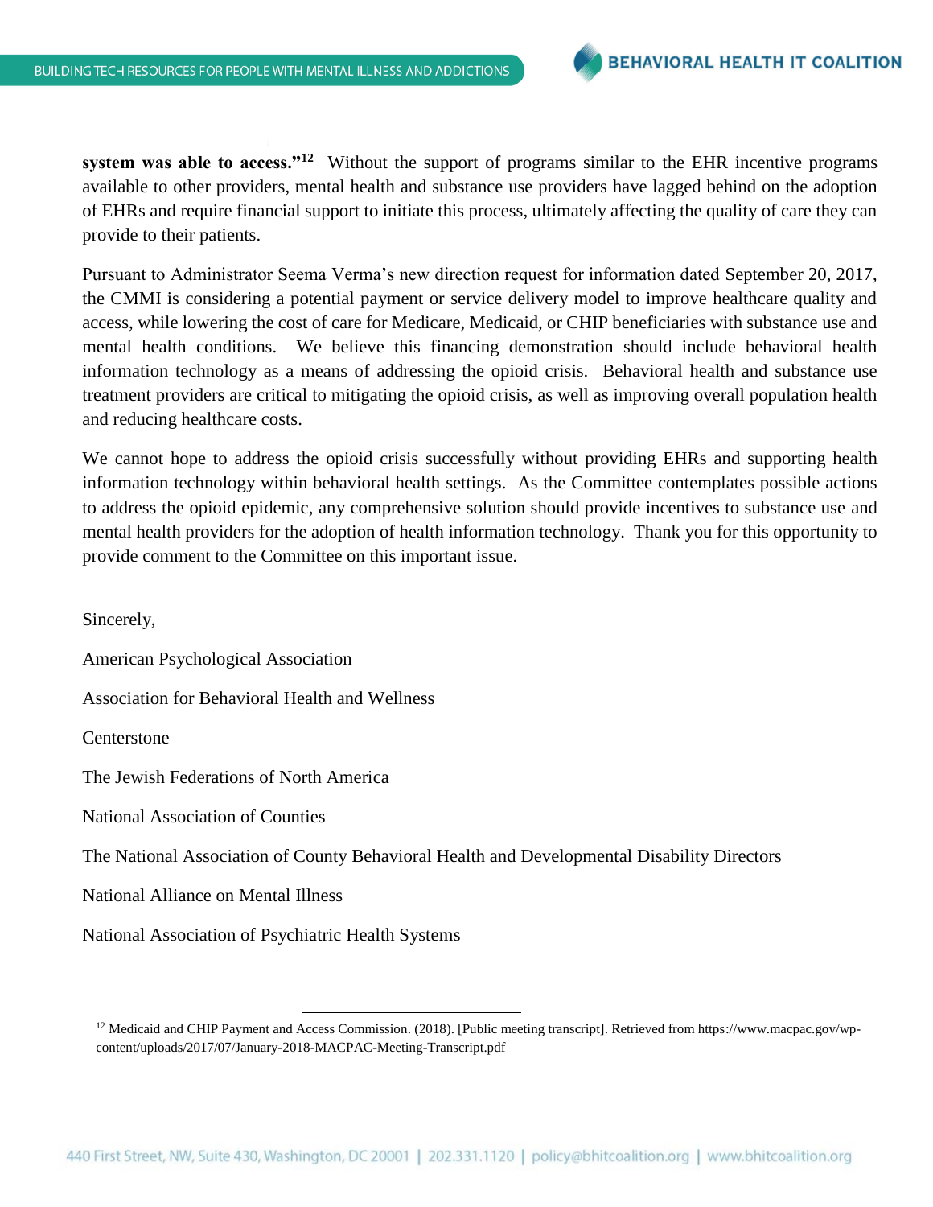**system was able to access."**[12] Without the support of programs similar to the EHR incentive programs available to other providers, mental health and substance use providers have lagged behind on the adoption of EHRs and require financial support to initiate this process, ultimately affecting the quality of care they can provide to their patients.

Pursuant to Administrator Seema Verma's new direction request for information dated September 20, 2017, the CMMI is considering a potential payment or service delivery model to improve healthcare quality and access, while lowering the cost of care for Medicare, Medicaid, or CHIP beneficiaries with substance use and mental health conditions. We believe this financing demonstration should include behavioral health information technology as a means of addressing the opioid crisis. Behavioral health and substance use treatment providers are critical to mitigating the opioid crisis, as well as improving overall population health and reducing healthcare costs.

We cannot hope to address the opioid crisis successfully without providing EHRs and supporting health information technology within behavioral health settings. As the Committee contemplates possible actions to address the opioid epidemic, any comprehensive solution should provide incentives to substance use and mental health providers for the adoption of health information technology. Thank you for this opportunity to provide comment to the Committee on this important issue.

Sincerely,

American Psychological Association

Association for Behavioral Health and Wellness

Centerstone

The Jewish Federations of North America

National Association of Counties

The National Association of County Behavioral Health and Developmental Disability Directors

National Alliance on Mental Illness

National Association of Psychiatric Health Systems

---

[12] Medicaid and CHIP Payment and Access Commission. (2018). [Public meeting transcript]. Retrieved from https://www.macpac.gov/wp-content/uploads/2017/07/January-2018-MACPAC-Meeting-Transcript.pdf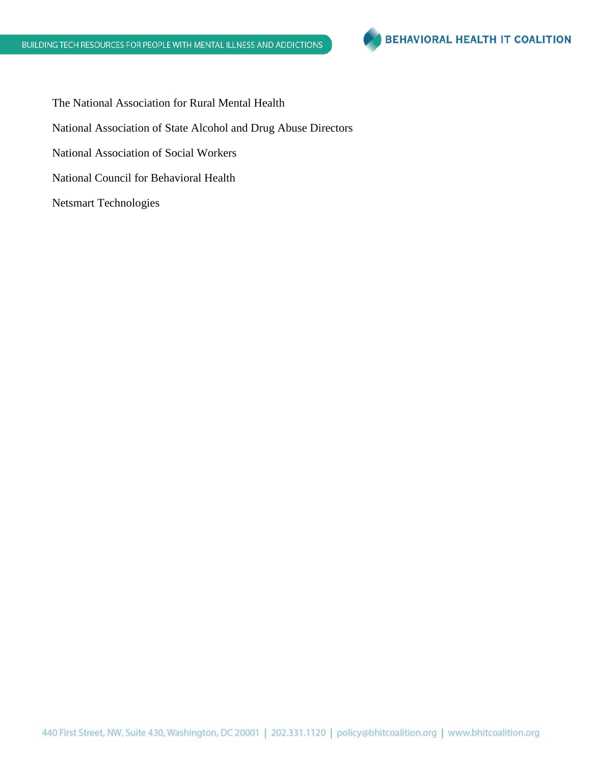The National Association for Rural Mental Health

National Association of State Alcohol and Drug Abuse Directors

National Association of Social Workers

National Council for Behavioral Health

Netsmart Technologies